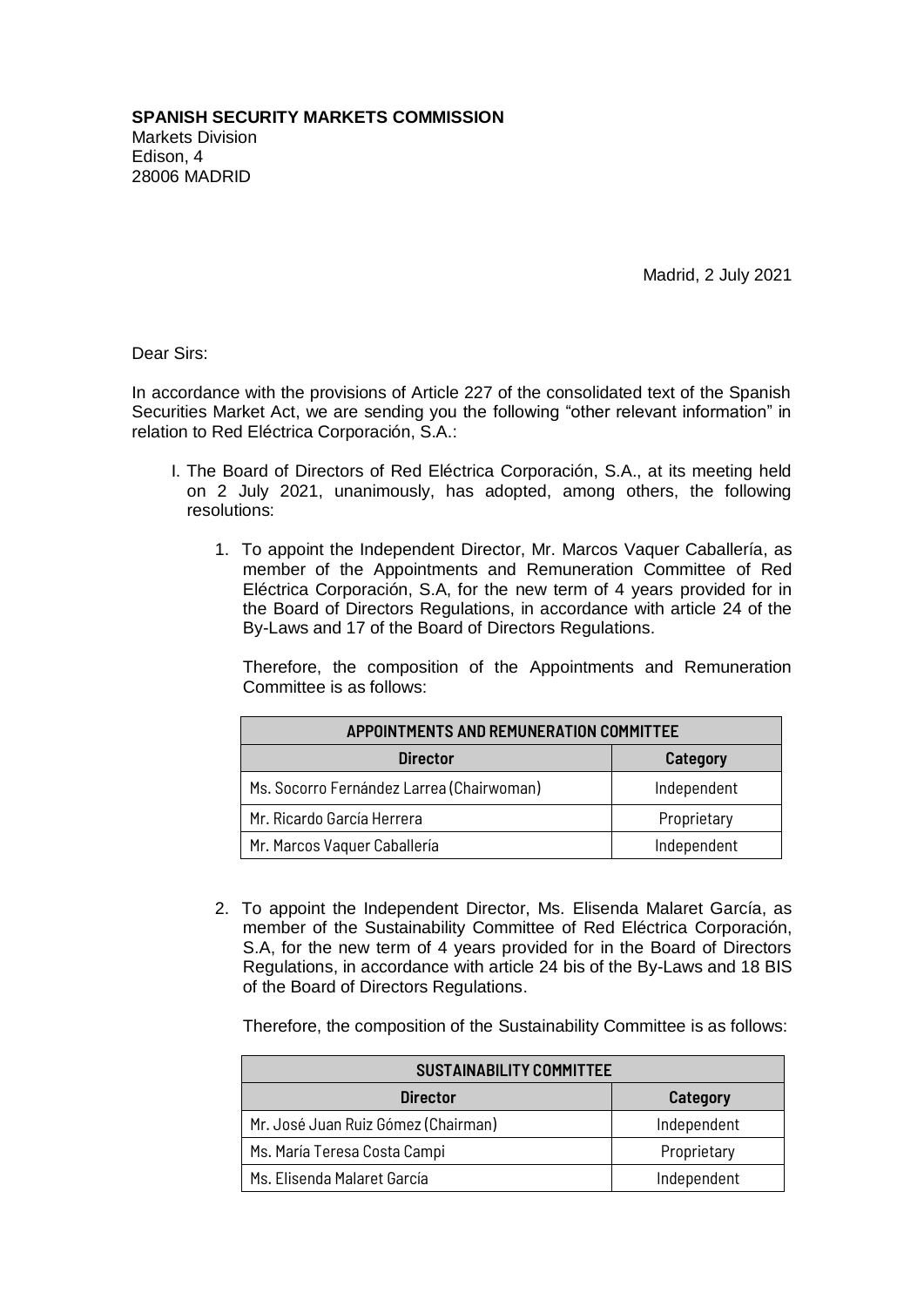**SPANISH SECURITY MARKETS COMMISSION**
Markets Division
Edison, 4
28006 MADRID

Madrid, 2 July 2021

Dear Sirs:

In accordance with the provisions of Article 227 of the consolidated text of the Spanish Securities Market Act, we are sending you the following "other relevant information" in relation to Red Eléctrica Corporación, S.A.:

I. The Board of Directors of Red Eléctrica Corporación, S.A., at its meeting held on 2 July 2021, unanimously, has adopted, among others, the following resolutions:

   1. To appoint the Independent Director, Mr. Marcos Vaquer Caballería, as member of the Appointments and Remuneration Committee of Red Eléctrica Corporación, S.A, for the new term of 4 years provided for in the Board of Directors Regulations, in accordance with article 24 of the By-Laws and 17 of the Board of Directors Regulations.

      Therefore, the composition of the Appointments and Remuneration Committee is as follows:

| APPOINTMENTS AND REMUNERATION COMMITTEE | |
|---|---|
| **Director** | **Category** |
| Ms. Socorro Fernández Larrea (Chairwoman) | Independent |
| Mr. Ricardo García Herrera | Proprietary |
| Mr. Marcos Vaquer Caballería | Independent |

   2. To appoint the Independent Director, Ms. Elisenda Malaret García, as member of the Sustainability Committee of Red Eléctrica Corporación, S.A, for the new term of 4 years provided for in the Board of Directors Regulations, in accordance with article 24 bis of the By-Laws and 18 BIS of the Board of Directors Regulations.

      Therefore, the composition of the Sustainability Committee is as follows:

| SUSTAINABILITY COMMITTEE | |
|---|---|
| **Director** | **Category** |
| Mr. José Juan Ruiz Gómez (Chairman) | Independent |
| Ms. María Teresa Costa Campi | Proprietary |
| Ms. Elisenda Malaret García | Independent |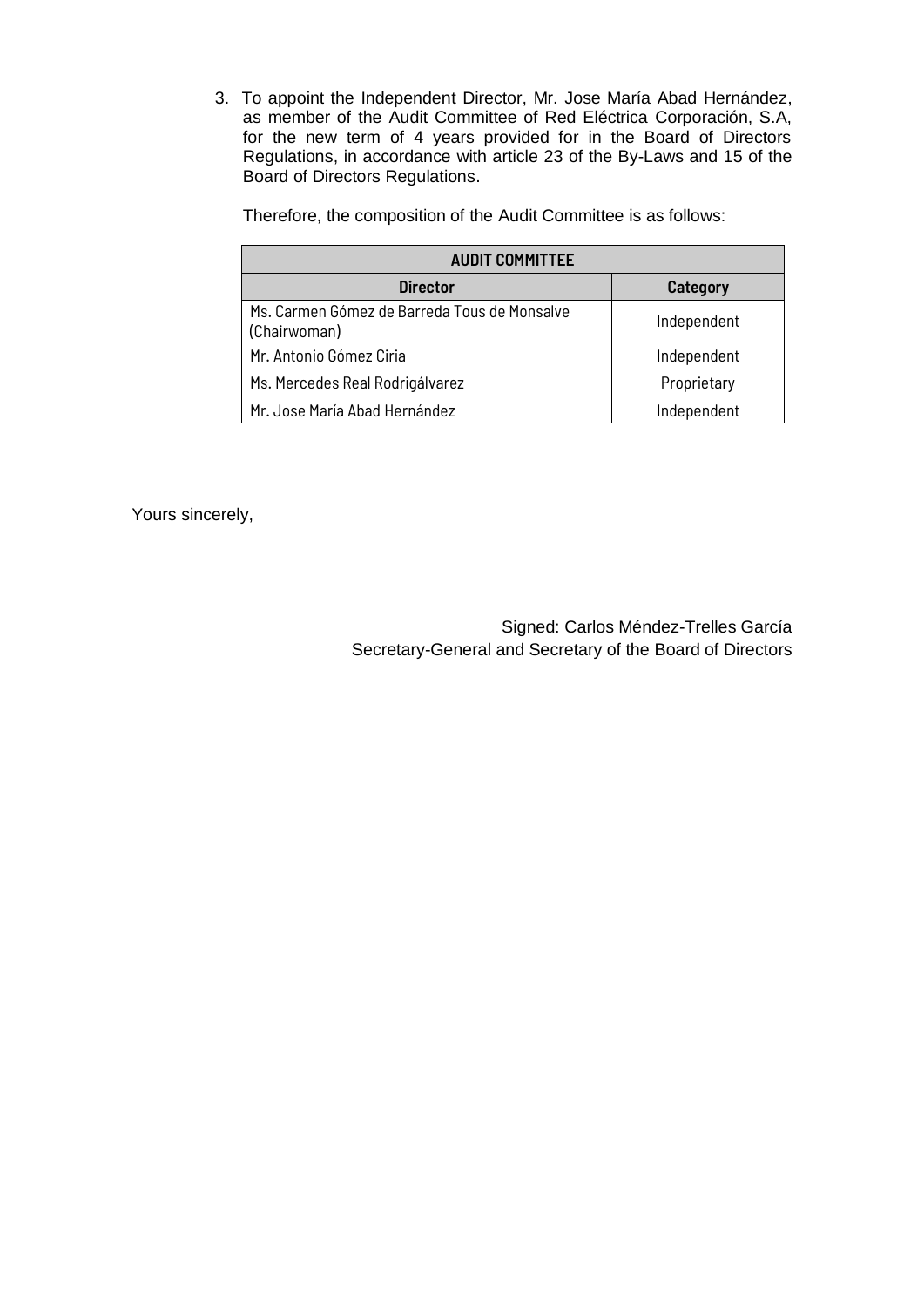3. To appoint the Independent Director, Mr. Jose María Abad Hernández, as member of the Audit Committee of Red Eléctrica Corporación, S.A, for the new term of 4 years provided for in the Board of Directors Regulations, in accordance with article 23 of the By-Laws and 15 of the Board of Directors Regulations.

   Therefore, the composition of the Audit Committee is as follows:

| AUDIT COMMITTEE | |
|---|---|
| **Director** | **Category** |
| Ms. Carmen Gómez de Barreda Tous de Monsalve (Chairwoman) | Independent |
| Mr. Antonio Gómez Ciria | Independent |
| Ms. Mercedes Real Rodrigálvarez | Proprietary |
| Mr. Jose María Abad Hernández | Independent |

Yours sincerely,

Signed: Carlos Méndez-Trelles García
Secretary-General and Secretary of the Board of Directors